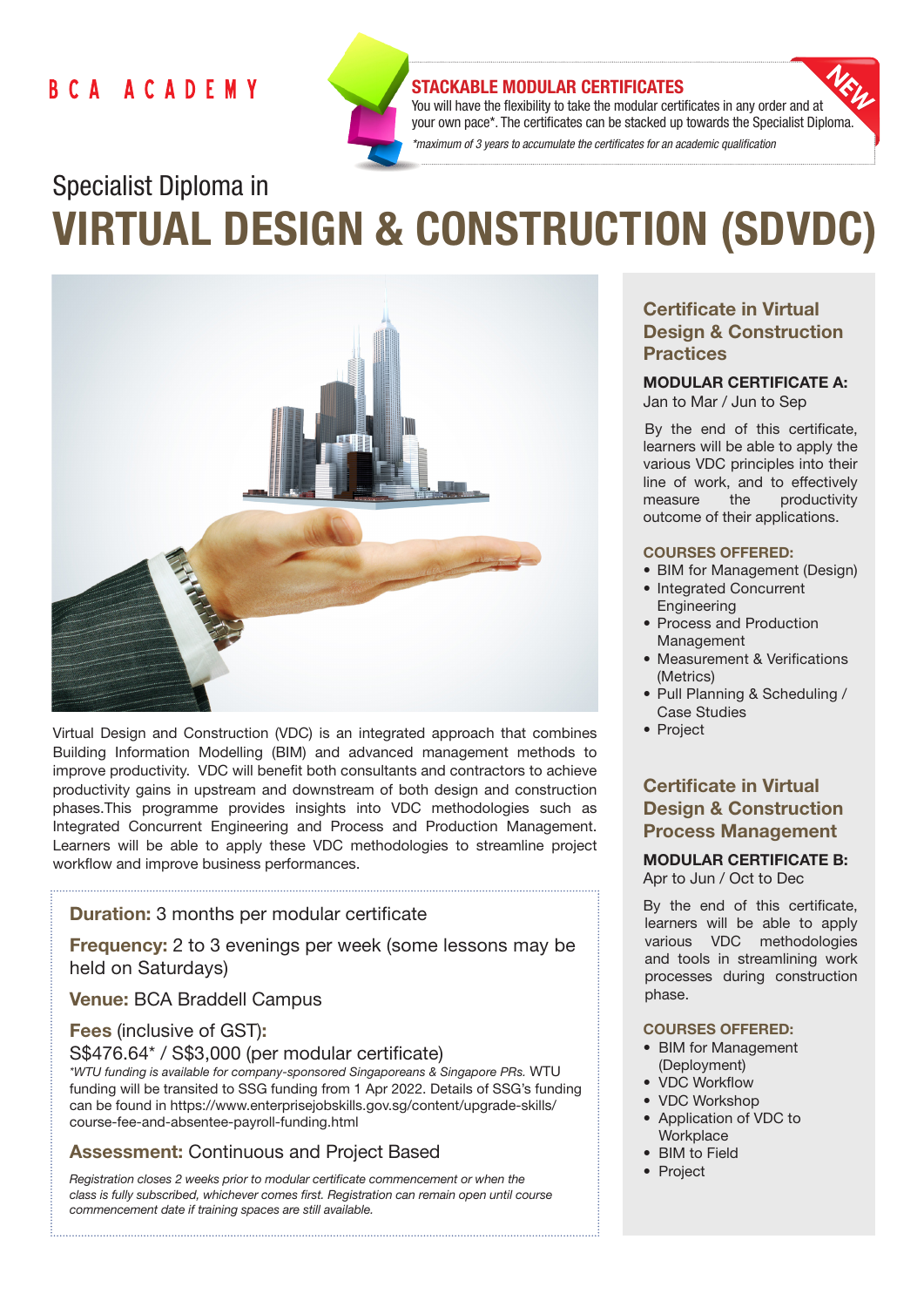BCA ACADEMY

**STACKABLE MODULAR CERTIFICATES**

You will have the flexibility to take the modular certificates in any order and at your own pace*. The certificates can be stacked up towards the Specialist Diploma.

*\*maximum of 3 years to accumulate the certificates for an academic qualification*

NEW

# Specialist Diploma in VIRTUAL DESIGN & CONSTRUCTION (SDVDC)

Virtual Design and Construction (VDC) is an integrated approach that combines Building Information Modelling (BIM) and advanced management methods to improve productivity. VDC will benefit both consultants and contractors to achieve productivity gains in upstream and downstream of both design and construction phases.This programme provides insights into VDC methodologies such as Integrated Concurrent Engineering and Process and Production Management. Learners will be able to apply these VDC methodologies to streamline project workflow and improve business performances.

**Duration:** 3 months per modular certificate

**Frequency:** 2 to 3 evenings per week (some lessons may be held on Saturdays)

**Venue:** BCA Braddell Campus

**Fees** (inclusive of GST)**:**
S$476.64* / S$3,000 (per modular certificate)

*\*WTU funding is available for company-sponsored Singaporeans & Singapore PRs.* WTU funding will be transited to SSG funding from 1 Apr 2022. Details of SSG's funding can be found in https://www.enterprisejobskills.gov.sg/content/upgrade-skills/course-fee-and-absentee-payroll-funding.html

**Assessment:** Continuous and Project Based

*Registration closes 2 weeks prior to modular certificate commencement or when the class is fully subscribed, whichever comes first. Registration can remain open until course commencement date if training spaces are still available.*

## Certificate in Virtual Design & Construction Practices

**MODULAR CERTIFICATE A:**
Jan to Mar / Jun to Sep

By the end of this certificate, learners will be able to apply the various VDC principles into their line of work, and to effectively measure the productivity outcome of their applications.

**COURSES OFFERED:**

- BIM for Management (Design)
- Integrated Concurrent Engineering
- Process and Production Management
- Measurement & Verifications (Metrics)
- Pull Planning & Scheduling / Case Studies
- Project

## Certificate in Virtual Design & Construction Process Management

**MODULAR CERTIFICATE B:**
Apr to Jun / Oct to Dec

By the end of this certificate, learners will be able to apply various VDC methodologies and tools in streamlining work processes during construction phase.

**COURSES OFFERED:**

- BIM for Management (Deployment)
- VDC Workflow
- VDC Workshop
- Application of VDC to Workplace
- BIM to Field
- Project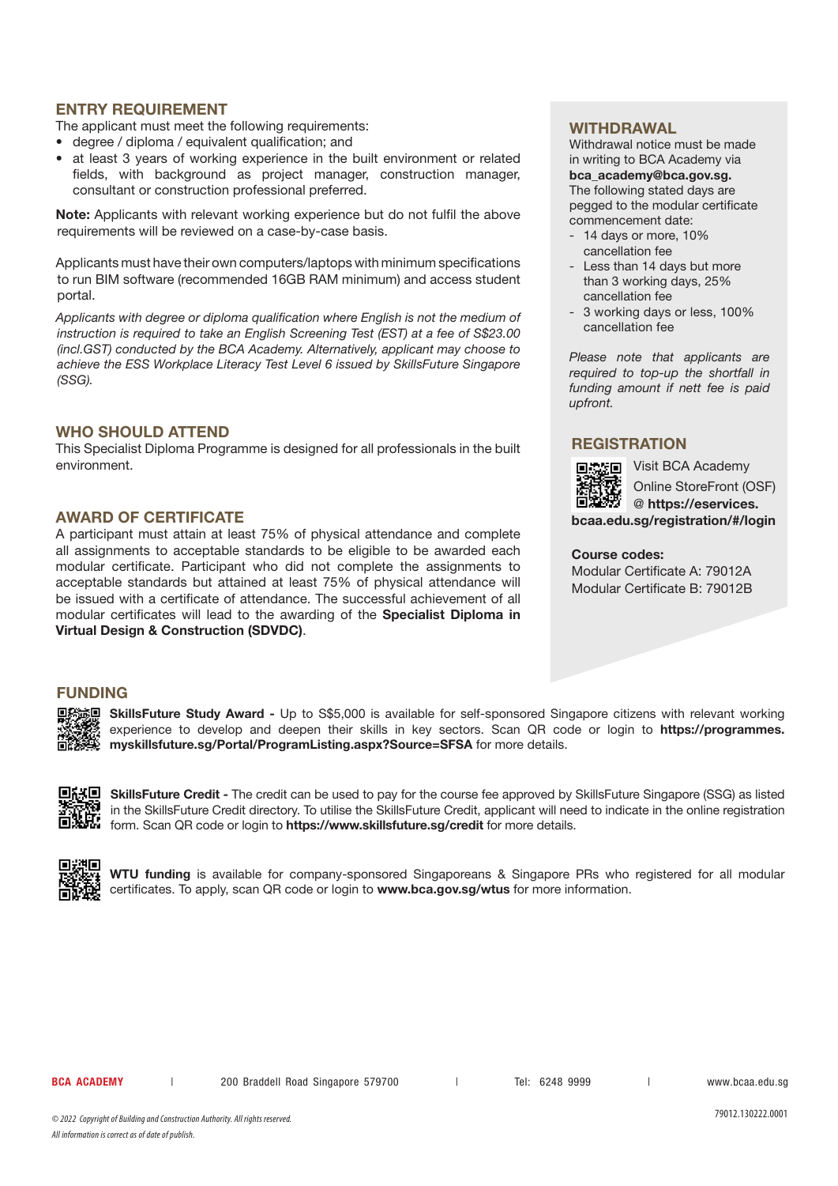## ENTRY REQUIREMENT

The applicant must meet the following requirements:

- degree / diploma / equivalent qualification; and
- at least 3 years of working experience in the built environment or related fields, with background as project manager, construction manager, consultant or construction professional preferred.

**Note:** Applicants with relevant working experience but do not fulfil the above requirements will be reviewed on a case-by-case basis.

Applicants must have their own computers/laptops with minimum specifications to run BIM software (recommended 16GB RAM minimum) and access student portal.

*Applicants with degree or diploma qualification where English is not the medium of instruction is required to take an English Screening Test (EST) at a fee of S$23.00 (incl.GST) conducted by the BCA Academy. Alternatively, applicant may choose to achieve the ESS Workplace Literacy Test Level 6 issued by SkillsFuture Singapore (SSG).*

## WHO SHOULD ATTEND

This Specialist Diploma Programme is designed for all professionals in the built environment.

## AWARD OF CERTIFICATE

A participant must attain at least 75% of physical attendance and complete all assignments to acceptable standards to be eligible to be awarded each modular certificate. Participant who did not complete the assignments to acceptable standards but attained at least 75% of physical attendance will be issued with a certificate of attendance. The successful achievement of all modular certificates will lead to the awarding of the **Specialist Diploma in Virtual Design & Construction (SDVDC)**.

## WITHDRAWAL

Withdrawal notice must be made in writing to BCA Academy via **bca_academy@bca.gov.sg.** The following stated days are pegged to the modular certificate commencement date:

- 14 days or more, 10% cancellation fee
- Less than 14 days but more than 3 working days, 25% cancellation fee
- 3 working days or less, 100% cancellation fee

*Please note that applicants are required to top-up the shortfall in funding amount if nett fee is paid upfront.*

## REGISTRATION

Visit BCA Academy Online StoreFront (OSF) @ **https://eservices.bcaa.edu.sg/registration/#/login**

**Course codes:**
Modular Certificate A: 79012A
Modular Certificate B: 79012B

## FUNDING

**SkillsFuture Study Award -** Up to S$5,000 is available for self-sponsored Singapore citizens with relevant working experience to develop and deepen their skills in key sectors. Scan QR code or login to **https://programmes.myskillsfuture.sg/Portal/ProgramListing.aspx?Source=SFSA** for more details.

**SkillsFuture Credit -** The credit can be used to pay for the course fee approved by SkillsFuture Singapore (SSG) as listed in the SkillsFuture Credit directory. To utilise the SkillsFuture Credit, applicant will need to indicate in the online registration form. Scan QR code or login to **https://www.skillsfuture.sg/credit** for more details.

**WTU funding** is available for company-sponsored Singaporeans & Singapore PRs who registered for all modular certificates. To apply, scan QR code or login to **www.bca.gov.sg/wtus** for more information.

BCA ACADEMY | 200 Braddell Road Singapore 579700 | Tel: 6248 9999 | www.bcaa.edu.sg

*© 2022 Copyright of Building and Construction Authority. All rights reserved.*
*All information is correct as of date of publish.*

79012.130222.0001